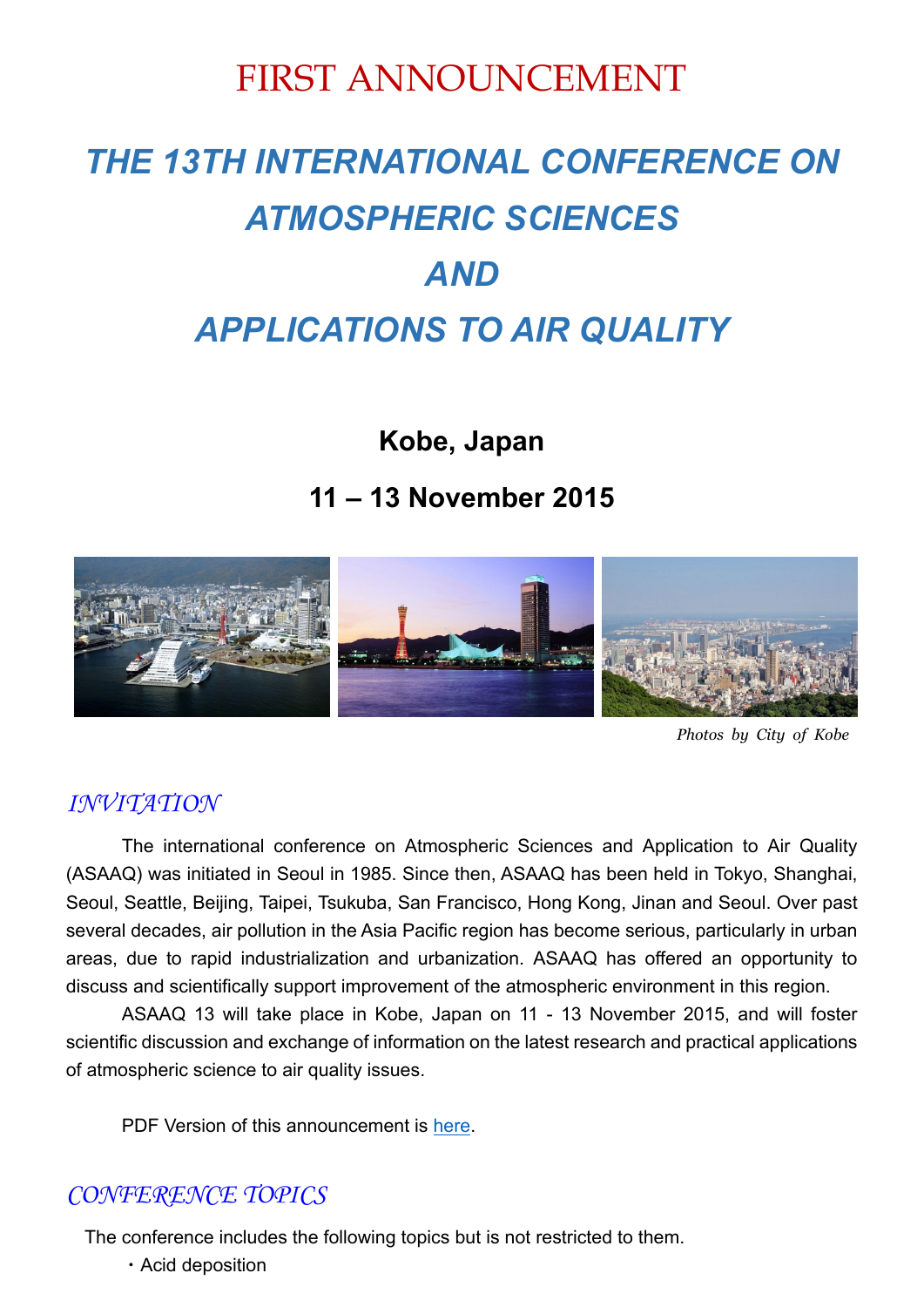# FIRST ANNOUNCEMENT

# *THE 13TH INTERNATIONAL CONFERENCE ON ATMOSPHERIC SCIENCES AND APPLICATIONS TO AIR QUALITY*

## Kobe, Japan

## 11 – 13 November 2015

*Photos by City of Kobe*

## *INVITATION*

The international conference on Atmospheric Sciences and Application to Air Quality (ASAAQ) was initiated in Seoul in 1985. Since then, ASAAQ has been held in Tokyo, Shanghai, Seoul, Seattle, Beijing, Taipei, Tsukuba, San Francisco, Hong Kong, Jinan and Seoul. Over past several decades, air pollution in the Asia Pacific region has become serious, particularly in urban areas, due to rapid industrialization and urbanization. ASAAQ has offered an opportunity to discuss and scientifically support improvement of the atmospheric environment in this region.

ASAAQ 13 will take place in Kobe, Japan on 11 - 13 November 2015, and will foster scientific discussion and exchange of information on the latest research and practical applications of atmospheric science to air quality issues.

PDF Version of this announcement is here.

## *CONFERENCE TOPICS*

The conference includes the following topics but is not restricted to them.

・Acid deposition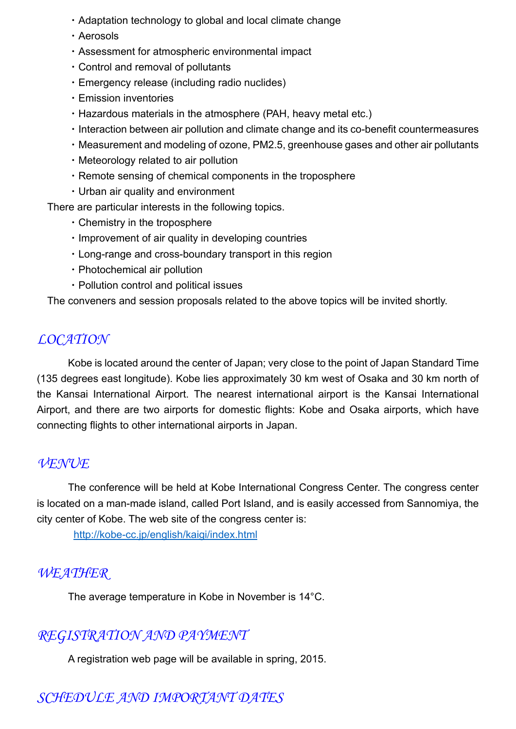- Adaptation technology to global and local climate change
- Aerosols
- Assessment for atmospheric environmental impact
- Control and removal of pollutants
- Emergency release (including radio nuclides)
- Emission inventories
- Hazardous materials in the atmosphere (PAH, heavy metal etc.)
- Interaction between air pollution and climate change and its co-benefit countermeasures
- Measurement and modeling of ozone, PM2.5, greenhouse gases and other air pollutants
- Meteorology related to air pollution
- Remote sensing of chemical components in the troposphere
- Urban air quality and environment

There are particular interests in the following topics.

- Chemistry in the troposphere
- Improvement of air quality in developing countries
- Long-range and cross-boundary transport in this region
- Photochemical air pollution
- Pollution control and political issues

The conveners and session proposals related to the above topics will be invited shortly.

## LOCATION

Kobe is located around the center of Japan; very close to the point of Japan Standard Time (135 degrees east longitude). Kobe lies approximately 30 km west of Osaka and 30 km north of the Kansai International Airport. The nearest international airport is the Kansai International Airport, and there are two airports for domestic flights: Kobe and Osaka airports, which have connecting flights to other international airports in Japan.

## VENUE

The conference will be held at Kobe International Congress Center. The congress center is located on a man-made island, called Port Island, and is easily accessed from Sannomiya, the city center of Kobe. The web site of the congress center is:

http://kobe-cc.jp/english/kaigi/index.html

## WEATHER

The average temperature in Kobe in November is 14°C.

## REGISTRATION AND PAYMENT

A registration web page will be available in spring, 2015.

## SCHEDULE AND IMPORTANT DATES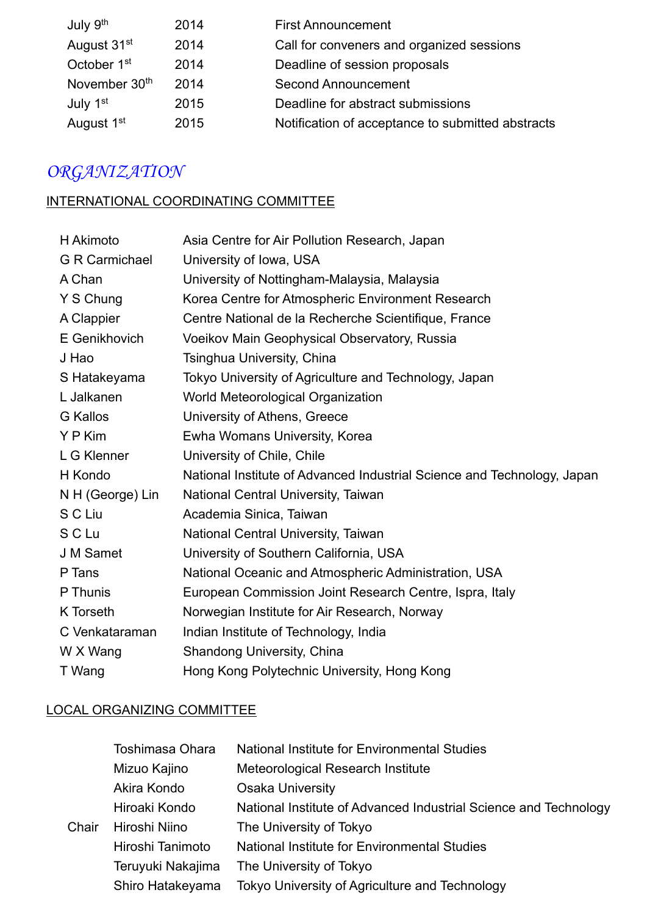| | | |
|---|---|---|
| July 9th | 2014 | First Announcement |
| August 31st | 2014 | Call for conveners and organized sessions |
| October 1st | 2014 | Deadline of session proposals |
| November 30th | 2014 | Second Announcement |
| July 1st | 2015 | Deadline for abstract submissions |
| August 1st | 2015 | Notification of acceptance to submitted abstracts |

## *ORGANIZATION*

### INTERNATIONAL COORDINATING COMMITTEE

| | |
|---|---|
| H Akimoto | Asia Centre for Air Pollution Research, Japan |
| G R Carmichael | University of Iowa, USA |
| A Chan | University of Nottingham-Malaysia, Malaysia |
| Y S Chung | Korea Centre for Atmospheric Environment Research |
| A Clappier | Centre National de la Recherche Scientifique, France |
| E Genikhovich | Voeikov Main Geophysical Observatory, Russia |
| J Hao | Tsinghua University, China |
| S Hatakeyama | Tokyo University of Agriculture and Technology, Japan |
| L Jalkanen | World Meteorological Organization |
| G Kallos | University of Athens, Greece |
| Y P Kim | Ewha Womans University, Korea |
| L G Klenner | University of Chile, Chile |
| H Kondo | National Institute of Advanced Industrial Science and Technology, Japan |
| N H (George) Lin | National Central University, Taiwan |
| S C Liu | Academia Sinica, Taiwan |
| S C Lu | National Central University, Taiwan |
| J M Samet | University of Southern California, USA |
| P Tans | National Oceanic and Atmospheric Administration, USA |
| P Thunis | European Commission Joint Research Centre, Ispra, Italy |
| K Torseth | Norwegian Institute for Air Research, Norway |
| C Venkataraman | Indian Institute of Technology, India |
| W X Wang | Shandong University, China |
| T Wang | Hong Kong Polytechnic University, Hong Kong |

### LOCAL ORGANIZING COMMITTEE

| | | |
|---|---|---|
| | Toshimasa Ohara | National Institute for Environmental Studies |
| | Mizuo Kajino | Meteorological Research Institute |
| | Akira Kondo | Osaka University |
| | Hiroaki Kondo | National Institute of Advanced Industrial Science and Technology |
| Chair | Hiroshi Niino | The University of Tokyo |
| | Hiroshi Tanimoto | National Institute for Environmental Studies |
| | Teruyuki Nakajima | The University of Tokyo |
| | Shiro Hatakeyama | Tokyo University of Agriculture and Technology |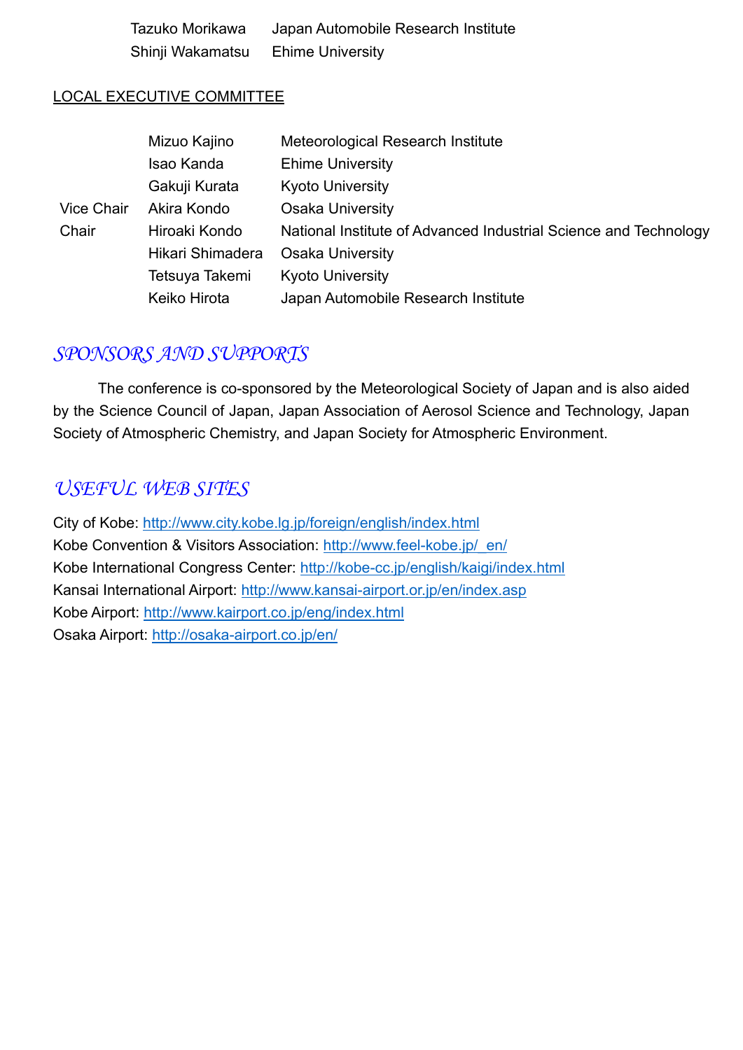| | |
|---|---|
| Tazuko Morikawa | Japan Automobile Research Institute |
| Shinji Wakamatsu | Ehime University |

LOCAL EXECUTIVE COMMITTEE

| | | |
|---|---|---|
| | Mizuo Kajino | Meteorological Research Institute |
| | Isao Kanda | Ehime University |
| | Gakuji Kurata | Kyoto University |
| Vice Chair | Akira Kondo | Osaka University |
| Chair | Hiroaki Kondo | National Institute of Advanced Industrial Science and Technology |
| | Hikari Shimadera | Osaka University |
| | Tetsuya Takemi | Kyoto University |
| | Keiko Hirota | Japan Automobile Research Institute |

## SPONSORS AND SUPPORTS

The conference is co-sponsored by the Meteorological Society of Japan and is also aided by the Science Council of Japan, Japan Association of Aerosol Science and Technology, Japan Society of Atmospheric Chemistry, and Japan Society for Atmospheric Environment.

## USEFUL WEB SITES

City of Kobe: http://www.city.kobe.lg.jp/foreign/english/index.html
Kobe Convention & Visitors Association: http://www.feel-kobe.jp/_en/
Kobe International Congress Center: http://kobe-cc.jp/english/kaigi/index.html
Kansai International Airport: http://www.kansai-airport.or.jp/en/index.asp
Kobe Airport: http://www.kairport.co.jp/eng/index.html
Osaka Airport: http://osaka-airport.co.jp/en/